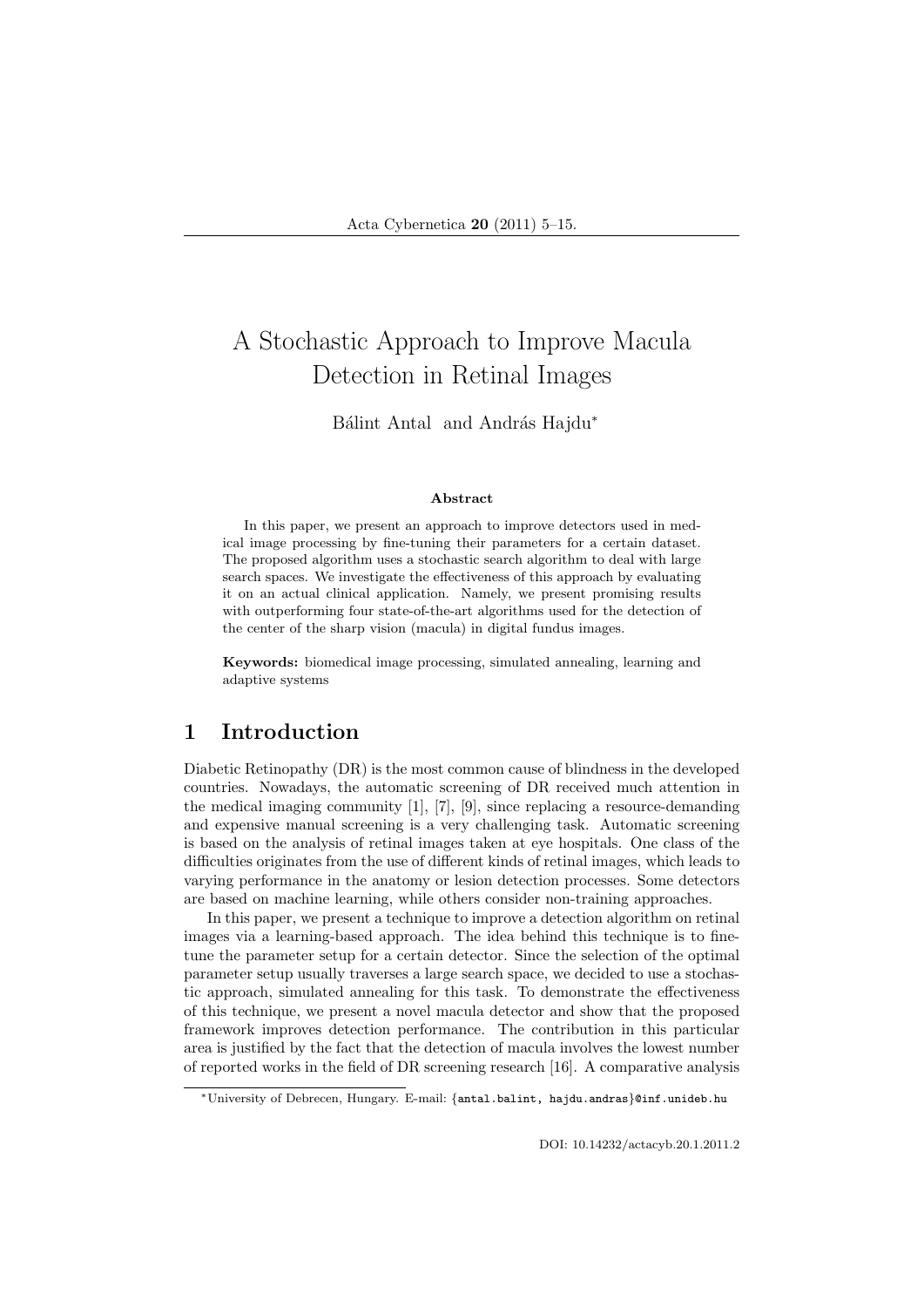# A Stochastic Approach to Improve Macula Detection in Retinal Images

Bálint Antal and András Hajdu*

**Abstract**

In this paper, we present an approach to improve detectors used in medical image processing by fine-tuning their parameters for a certain dataset. The proposed algorithm uses a stochastic search algorithm to deal with large search spaces. We investigate the effectiveness of this approach by evaluating it on an actual clinical application. Namely, we present promising results with outperforming four state-of-the-art algorithms used for the detection of the center of the sharp vision (macula) in digital fundus images.

**Keywords:** biomedical image processing, simulated annealing, learning and adaptive systems

## 1 Introduction

Diabetic Retinopathy (DR) is the most common cause of blindness in the developed countries. Nowadays, the automatic screening of DR received much attention in the medical imaging community [1], [7], [9], since replacing a resource-demanding and expensive manual screening is a very challenging task. Automatic screening is based on the analysis of retinal images taken at eye hospitals. One class of the difficulties originates from the use of different kinds of retinal images, which leads to varying performance in the anatomy or lesion detection processes. Some detectors are based on machine learning, while others consider non-training approaches.

In this paper, we present a technique to improve a detection algorithm on retinal images via a learning-based approach. The idea behind this technique is to fine-tune the parameter setup for a certain detector. Since the selection of the optimal parameter setup usually traverses a large search space, we decided to use a stochastic approach, simulated annealing for this task. To demonstrate the effectiveness of this technique, we present a novel macula detector and show that the proposed framework improves detection performance. The contribution in this particular area is justified by the fact that the detection of macula involves the lowest number of reported works in the field of DR screening research [16]. A comparative analysis

*University of Debrecen, Hungary. E-mail: {antal.balint, hajdu.andras}@inf.unideb.hu

DOI: 10.14232/actacyb.20.1.2011.2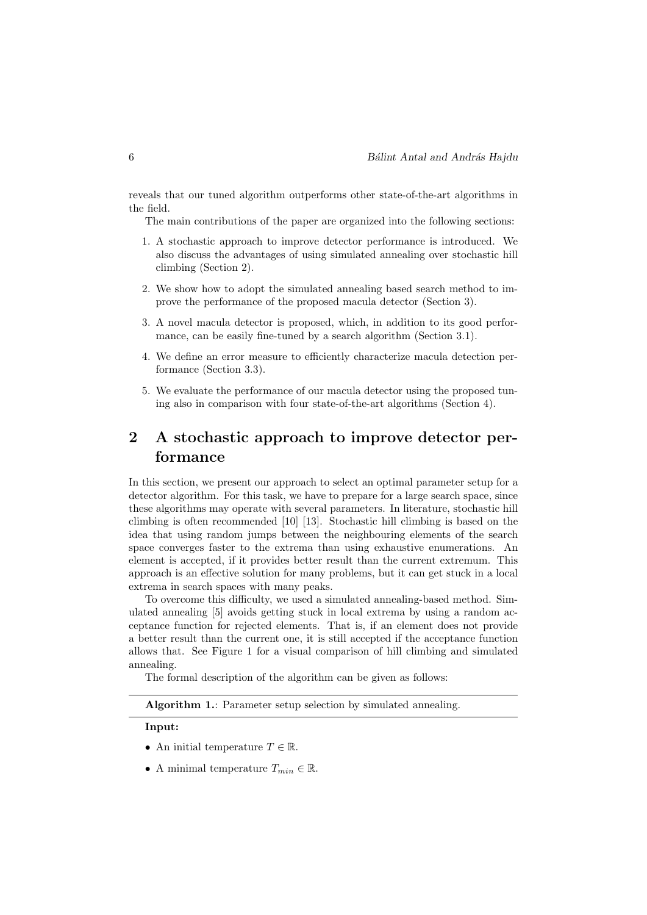reveals that our tuned algorithm outperforms other state-of-the-art algorithms in the field.

The main contributions of the paper are organized into the following sections:

1. A stochastic approach to improve detector performance is introduced. We also discuss the advantages of using simulated annealing over stochastic hill climbing (Section 2).
2. We show how to adopt the simulated annealing based search method to improve the performance of the proposed macula detector (Section 3).
3. A novel macula detector is proposed, which, in addition to its good performance, can be easily fine-tuned by a search algorithm (Section 3.1).
4. We define an error measure to efficiently characterize macula detection performance (Section 3.3).
5. We evaluate the performance of our macula detector using the proposed tuning also in comparison with four state-of-the-art algorithms (Section 4).

## 2 A stochastic approach to improve detector performance

In this section, we present our approach to select an optimal parameter setup for a detector algorithm. For this task, we have to prepare for a large search space, since these algorithms may operate with several parameters. In literature, stochastic hill climbing is often recommended [10] [13]. Stochastic hill climbing is based on the idea that using random jumps between the neighbouring elements of the search space converges faster to the extrema than using exhaustive enumerations. An element is accepted, if it provides better result than the current extremum. This approach is an effective solution for many problems, but it can get stuck in a local extrema in search spaces with many peaks.

To overcome this difficulty, we used a simulated annealing-based method. Simulated annealing [5] avoids getting stuck in local extrema by using a random acceptance function for rejected elements. That is, if an element does not provide a better result than the current one, it is still accepted if the acceptance function allows that. See Figure 1 for a visual comparison of hill climbing and simulated annealing.

The formal description of the algorithm can be given as follows:

**Algorithm 1.**: Parameter setup selection by simulated annealing.

**Input:**

- An initial temperature $T \in \mathbb{R}$.
- A minimal temperature $T_{min} \in \mathbb{R}$.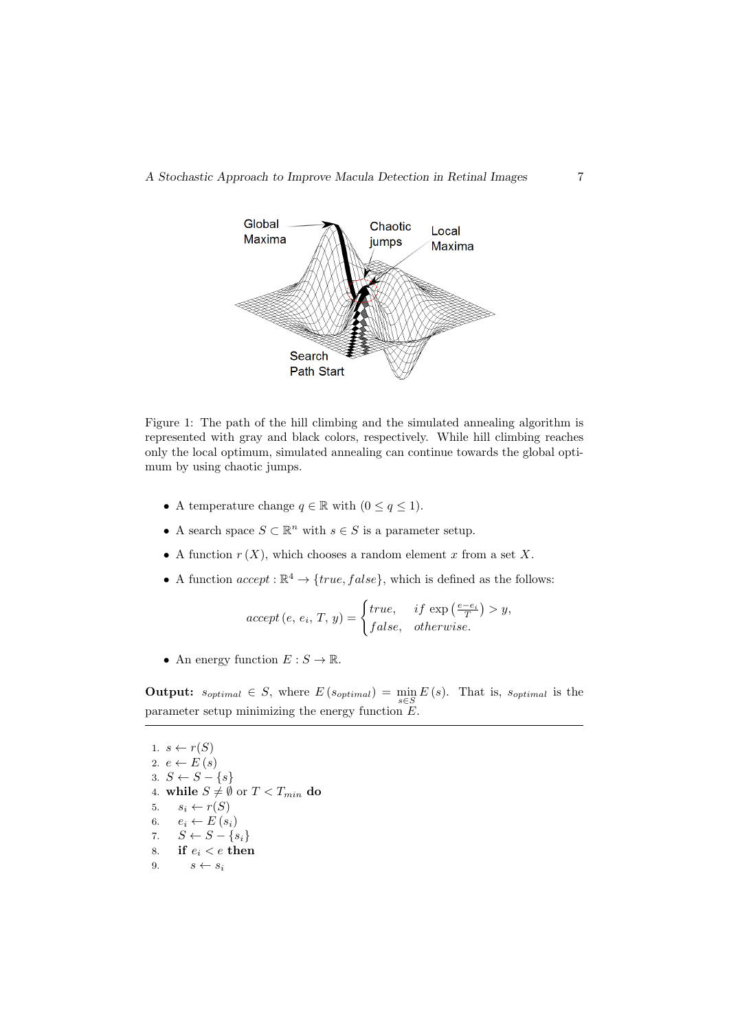Figure 1: The path of the hill climbing and the simulated annealing algorithm is represented with gray and black colors, respectively. While hill climbing reaches only the local optimum, simulated annealing can continue towards the global optimum by using chaotic jumps.

- A temperature change $q \in \mathbb{R}$ with $(0 \leq q \leq 1)$.
- A search space $S \subset \mathbb{R}^n$ with $s \in S$ is a parameter setup.
- A function $r(X)$, which chooses a random element $x$ from a set $X$.
- A function $accept : \mathbb{R}^4 \to \{true, false\}$, which is defined as the follows:

$$accept\,(e,\, e_i,\, T,\, y) = \begin{cases} true, & if\ \exp\left(\frac{e-e_i}{T}\right) > y, \\ false, & otherwise. \end{cases}$$

- An energy function $E : S \to \mathbb{R}$.

**Output:** $s_{optimal} \in S$, where $E\left(s_{optimal}\right) = \min_{s \in S} E\left(s\right)$. That is, $s_{optimal}$ is the parameter setup minimizing the energy function $E$.

---

1. $s \leftarrow r(S)$
2. $e \leftarrow E\left(s\right)$
3. $S \leftarrow S - \{s\}$
4. **while** $S \neq \emptyset$ or $T < T_{min}$ **do**
5. $\quad s_i \leftarrow r(S)$
6. $\quad e_i \leftarrow E\left(s_i\right)$
7. $\quad S \leftarrow S - \{s_i\}$
8. $\quad$**if** $e_i < e$ **then**
9. $\quad\quad s \leftarrow s_i$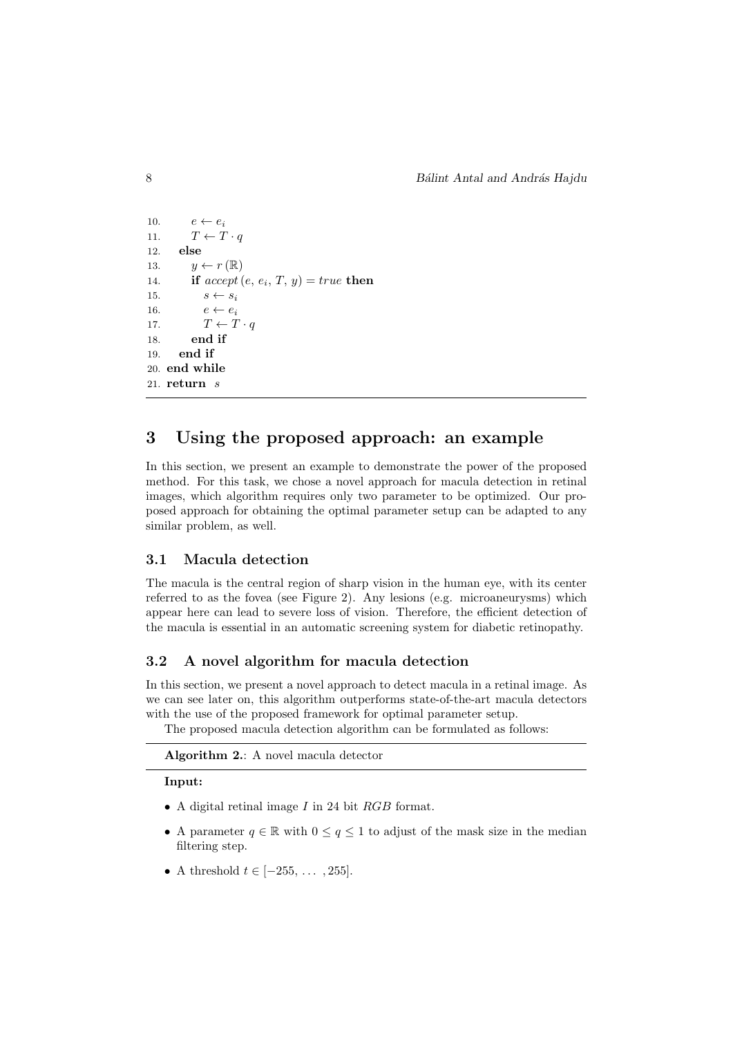10. $e \leftarrow e_i$
11. $T \leftarrow T \cdot q$
12. **else**
13. $y \leftarrow r(\mathbb{R})$
14. **if** $accept(e, e_i, T, y) = true$ **then**
15. $s \leftarrow s_i$
16. $e \leftarrow e_i$
17. $T \leftarrow T \cdot q$
18. **end if**
19. **end if**
20. **end while**
21. **return** $s$

# 3 Using the proposed approach: an example

In this section, we present an example to demonstrate the power of the proposed method. For this task, we chose a novel approach for macula detection in retinal images, which algorithm requires only two parameter to be optimized. Our proposed approach for obtaining the optimal parameter setup can be adapted to any similar problem, as well.

## 3.1 Macula detection

The macula is the central region of sharp vision in the human eye, with its center referred to as the fovea (see Figure 2). Any lesions (e.g. microaneurysms) which appear here can lead to severe loss of vision. Therefore, the efficient detection of the macula is essential in an automatic screening system for diabetic retinopathy.

## 3.2 A novel algorithm for macula detection

In this section, we present a novel approach to detect macula in a retinal image. As we can see later on, this algorithm outperforms state-of-the-art macula detectors with the use of the proposed framework for optimal parameter setup.

The proposed macula detection algorithm can be formulated as follows:

**Algorithm 2.**: A novel macula detector

**Input:**

- A digital retinal image $I$ in 24 bit $RGB$ format.
- A parameter $q \in \mathbb{R}$ with $0 \leq q \leq 1$ to adjust of the mask size in the median filtering step.
- A threshold $t \in [-255, \ldots, 255]$.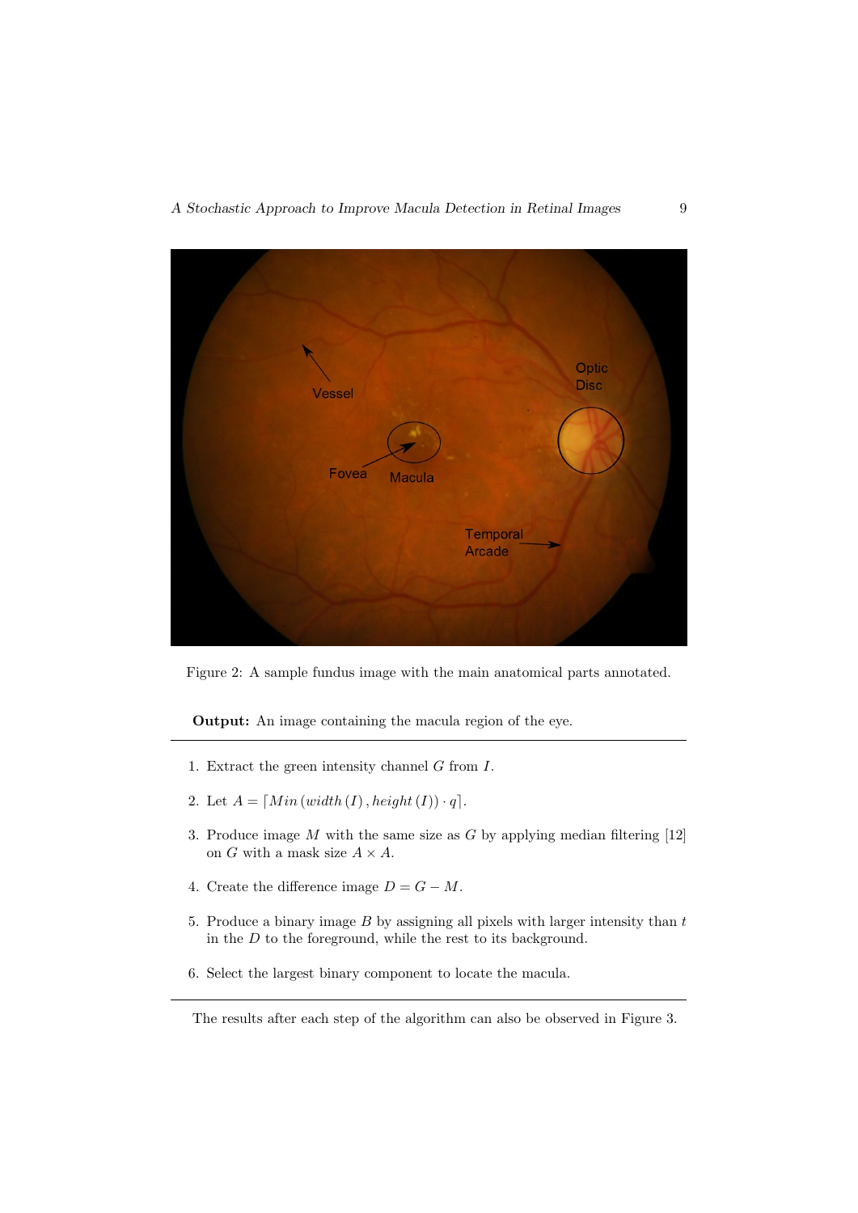Figure 2: A sample fundus image with the main anatomical parts annotated.

**Output:** An image containing the macula region of the eye.

1. Extract the green intensity channel $G$ from $I$.
2. Let $A = \lceil Min\,(width\,(I)\,, height\,(I)) \cdot q \rceil$.
3. Produce image $M$ with the same size as $G$ by applying median filtering [12] on $G$ with a mask size $A \times A$.
4. Create the difference image $D = G - M$.
5. Produce a binary image $B$ by assigning all pixels with larger intensity than $t$ in the $D$ to the foreground, while the rest to its background.
6. Select the largest binary component to locate the macula.

The results after each step of the algorithm can also be observed in Figure 3.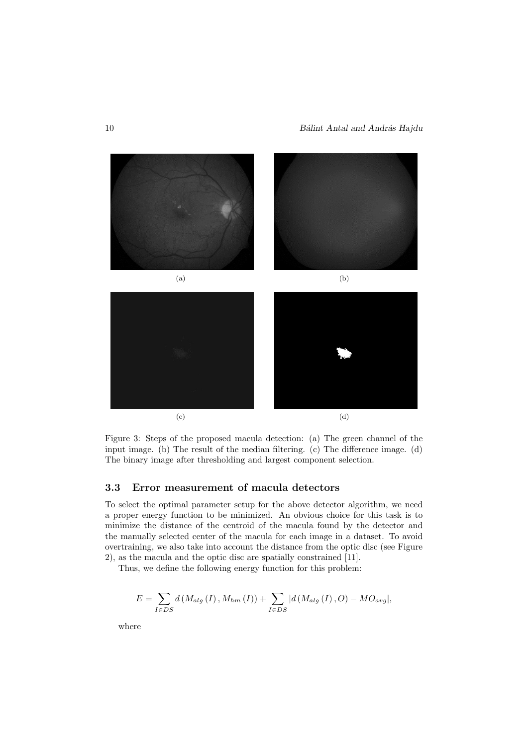(a)

(b)

(c)

(d)

Figure 3: Steps of the proposed macula detection: (a) The green channel of the input image. (b) The result of the median filtering. (c) The difference image. (d) The binary image after thresholding and largest component selection.

### 3.3 Error measurement of macula detectors

To select the optimal parameter setup for the above detector algorithm, we need a proper energy function to be minimized. An obvious choice for this task is to minimize the distance of the centroid of the macula found by the detector and the manually selected center of the macula for each image in a dataset. To avoid overtraining, we also take into account the distance from the optic disc (see Figure 2), as the macula and the optic disc are spatially constrained [11].

Thus, we define the following energy function for this problem:

$$E = \sum_{I \in DS} d\left(M_{alg}\left(I\right), M_{hm}\left(I\right)\right) + \sum_{I \in DS} |d\left(M_{alg}\left(I\right), O\right) - MO_{avg}|,$$

where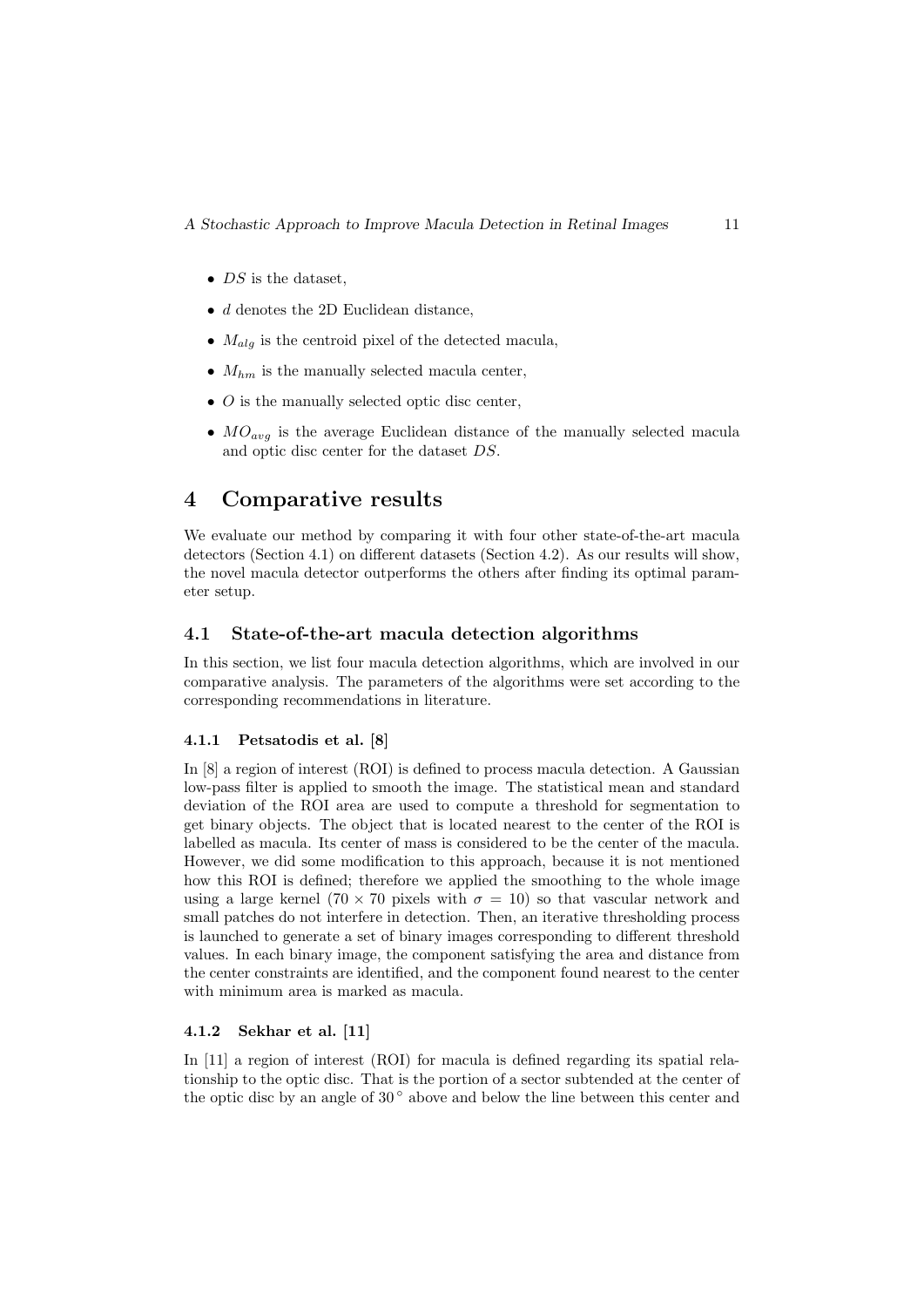- $DS$ is the dataset,
- $d$ denotes the 2D Euclidean distance,
- $M_{alg}$ is the centroid pixel of the detected macula,
- $M_{hm}$ is the manually selected macula center,
- $O$ is the manually selected optic disc center,
- $MO_{avg}$ is the average Euclidean distance of the manually selected macula and optic disc center for the dataset $DS$.

# 4 Comparative results

We evaluate our method by comparing it with four other state-of-the-art macula detectors (Section 4.1) on different datasets (Section 4.2). As our results will show, the novel macula detector outperforms the others after finding its optimal parameter setup.

## 4.1 State-of-the-art macula detection algorithms

In this section, we list four macula detection algorithms, which are involved in our comparative analysis. The parameters of the algorithms were set according to the corresponding recommendations in literature.

### 4.1.1 Petsatodis et al. [8]

In [8] a region of interest (ROI) is defined to process macula detection. A Gaussian low-pass filter is applied to smooth the image. The statistical mean and standard deviation of the ROI area are used to compute a threshold for segmentation to get binary objects. The object that is located nearest to the center of the ROI is labelled as macula. Its center of mass is considered to be the center of the macula. However, we did some modification to this approach, because it is not mentioned how this ROI is defined; therefore we applied the smoothing to the whole image using a large kernel ($70 \times 70$ pixels with $\sigma = 10$) so that vascular network and small patches do not interfere in detection. Then, an iterative thresholding process is launched to generate a set of binary images corresponding to different threshold values. In each binary image, the component satisfying the area and distance from the center constraints are identified, and the component found nearest to the center with minimum area is marked as macula.

### 4.1.2 Sekhar et al. [11]

In [11] a region of interest (ROI) for macula is defined regarding its spatial relationship to the optic disc. That is the portion of a sector subtended at the center of the optic disc by an angle of $30^\circ$ above and below the line between this center and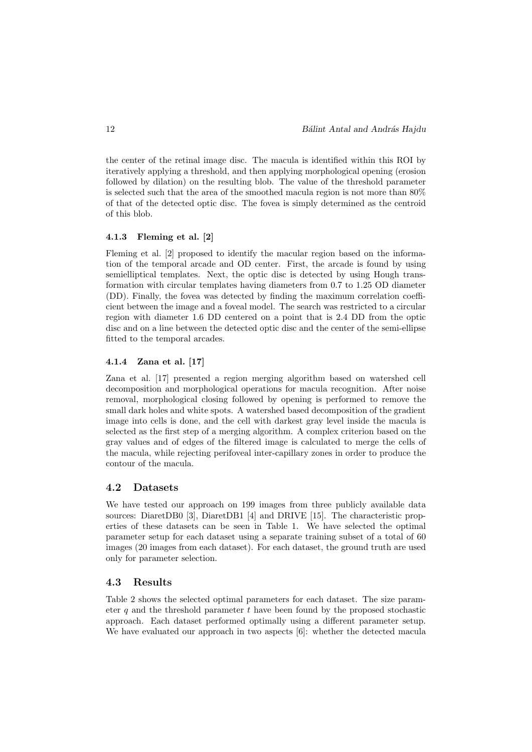the center of the retinal image disc. The macula is identified within this ROI by iteratively applying a threshold, and then applying morphological opening (erosion followed by dilation) on the resulting blob. The value of the threshold parameter is selected such that the area of the smoothed macula region is not more than 80% of that of the detected optic disc. The fovea is simply determined as the centroid of this blob.

#### 4.1.3 Fleming et al. [2]

Fleming et al. [2] proposed to identify the macular region based on the information of the temporal arcade and OD center. First, the arcade is found by using semielliptical templates. Next, the optic disc is detected by using Hough transformation with circular templates having diameters from 0.7 to 1.25 OD diameter (DD). Finally, the fovea was detected by finding the maximum correlation coefficient between the image and a foveal model. The search was restricted to a circular region with diameter 1.6 DD centered on a point that is 2.4 DD from the optic disc and on a line between the detected optic disc and the center of the semi-ellipse fitted to the temporal arcades.

#### 4.1.4 Zana et al. [17]

Zana et al. [17] presented a region merging algorithm based on watershed cell decomposition and morphological operations for macula recognition. After noise removal, morphological closing followed by opening is performed to remove the small dark holes and white spots. A watershed based decomposition of the gradient image into cells is done, and the cell with darkest gray level inside the macula is selected as the first step of a merging algorithm. A complex criterion based on the gray values and of edges of the filtered image is calculated to merge the cells of the macula, while rejecting perifoveal inter-capillary zones in order to produce the contour of the macula.

### 4.2 Datasets

We have tested our approach on 199 images from three publicly available data sources: DiaretDB0 [3], DiaretDB1 [4] and DRIVE [15]. The characteristic properties of these datasets can be seen in Table 1. We have selected the optimal parameter setup for each dataset using a separate training subset of a total of 60 images (20 images from each dataset). For each dataset, the ground truth are used only for parameter selection.

### 4.3 Results

Table 2 shows the selected optimal parameters for each dataset. The size parameter $q$ and the threshold parameter $t$ have been found by the proposed stochastic approach. Each dataset performed optimally using a different parameter setup. We have evaluated our approach in two aspects [6]: whether the detected macula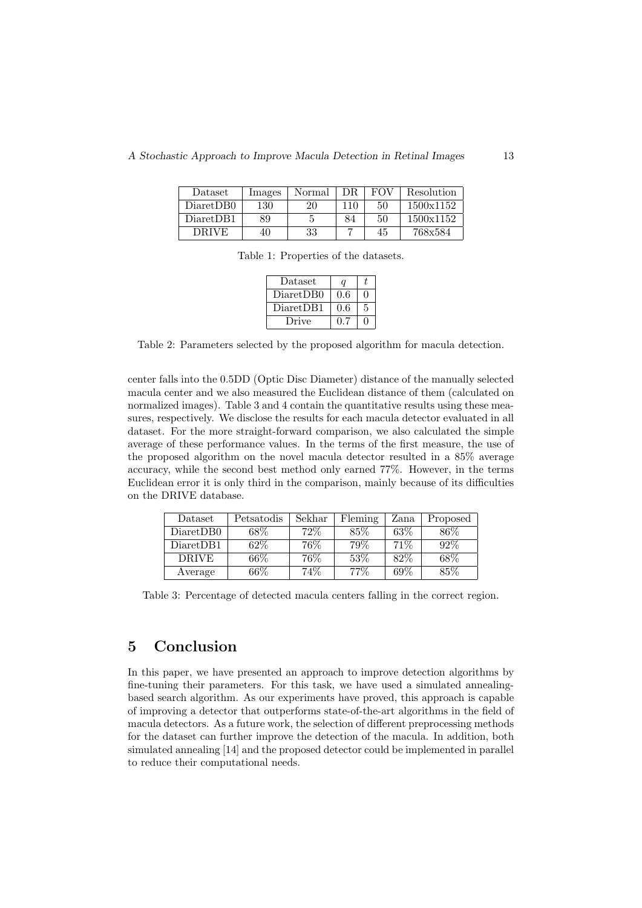| Dataset | Images | Normal | DR | FOV | Resolution |
|---|---|---|---|---|---|
| DiaretDB0 | 130 | 20 | 110 | 50 | 1500x1152 |
| DiaretDB1 | 89 | 5 | 84 | 50 | 1500x1152 |
| DRIVE | 40 | 33 | 7 | 45 | 768x584 |

Table 1: Properties of the datasets.

| Dataset | $q$ | $t$ |
|---|---|---|
| DiaretDB0 | 0.6 | 0 |
| DiaretDB1 | 0.6 | 5 |
| Drive | 0.7 | 0 |

Table 2: Parameters selected by the proposed algorithm for macula detection.

center falls into the 0.5DD (Optic Disc Diameter) distance of the manually selected macula center and we also measured the Euclidean distance of them (calculated on normalized images). Table 3 and 4 contain the quantitative results using these measures, respectively. We disclose the results for each macula detector evaluated in all dataset. For the more straight-forward comparison, we also calculated the simple average of these performance values. In the terms of the first measure, the use of the proposed algorithm on the novel macula detector resulted in a 85% average accuracy, while the second best method only earned 77%. However, in the terms Euclidean error it is only third in the comparison, mainly because of its difficulties on the DRIVE database.

| Dataset | Petsatodis | Sekhar | Fleming | Zana | Proposed |
|---|---|---|---|---|---|
| DiaretDB0 | 68% | 72% | 85% | 63% | 86% |
| DiaretDB1 | 62% | 76% | 79% | 71% | 92% |
| DRIVE | 66% | 76% | 53% | 82% | 68% |
| Average | 66% | 74% | 77% | 69% | 85% |

Table 3: Percentage of detected macula centers falling in the correct region.

## 5 Conclusion

In this paper, we have presented an approach to improve detection algorithms by fine-tuning their parameters. For this task, we have used a simulated annealing-based search algorithm. As our experiments have proved, this approach is capable of improving a detector that outperforms state-of-the-art algorithms in the field of macula detectors. As a future work, the selection of different preprocessing methods for the dataset can further improve the detection of the macula. In addition, both simulated annealing [14] and the proposed detector could be implemented in parallel to reduce their computational needs.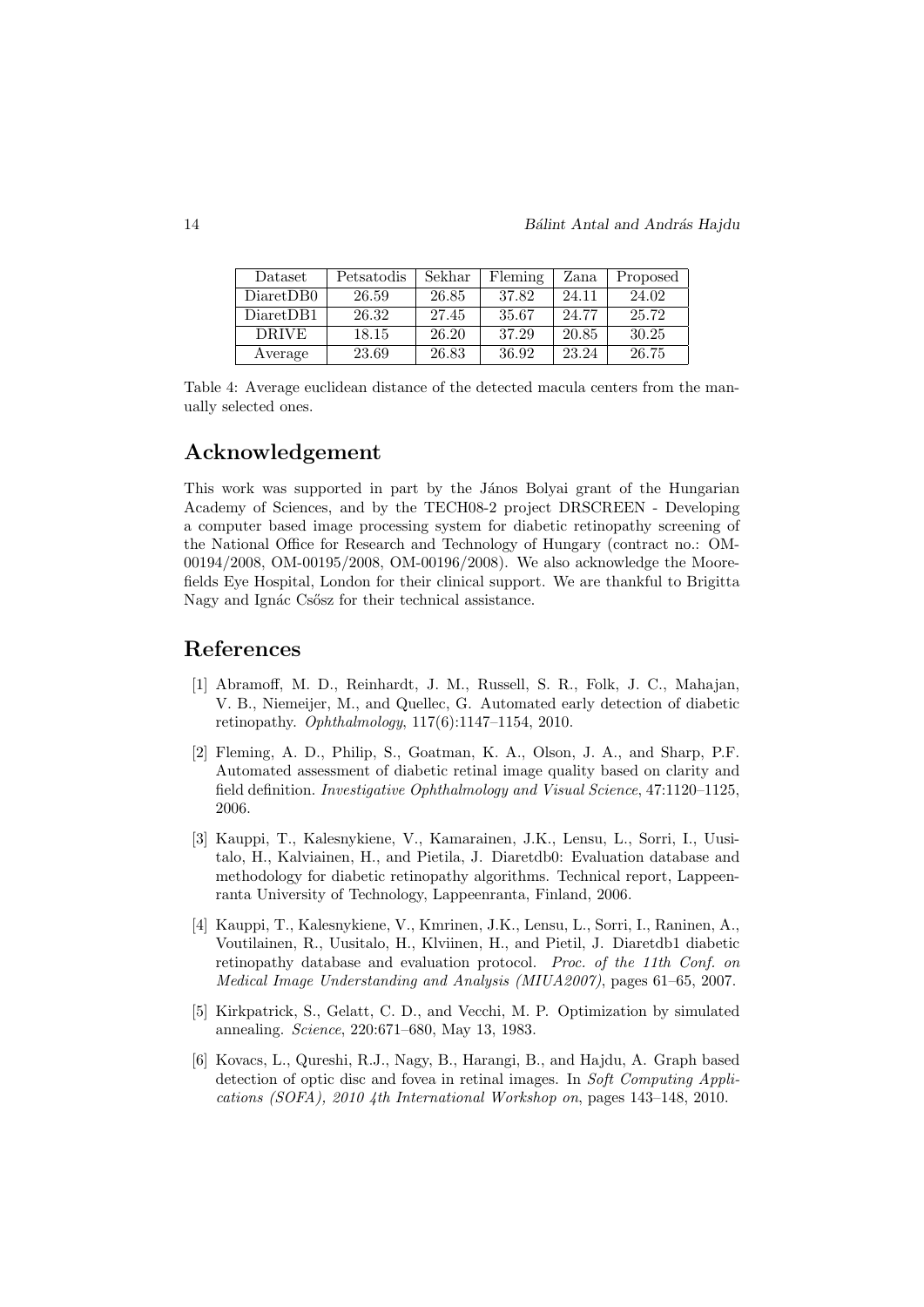| Dataset | Petsatodis | Sekhar | Fleming | Zana | Proposed |
|---|---|---|---|---|---|
| DiaretDB0 | 26.59 | 26.85 | 37.82 | 24.11 | 24.02 |
| DiaretDB1 | 26.32 | 27.45 | 35.67 | 24.77 | 25.72 |
| DRIVE | 18.15 | 26.20 | 37.29 | 20.85 | 30.25 |
| Average | 23.69 | 26.83 | 36.92 | 23.24 | 26.75 |

Table 4: Average euclidean distance of the detected macula centers from the manually selected ones.

## Acknowledgement

This work was supported in part by the János Bolyai grant of the Hungarian Academy of Sciences, and by the TECH08-2 project DRSCREEN - Developing a computer based image processing system for diabetic retinopathy screening of the National Office for Research and Technology of Hungary (contract no.: OM-00194/2008, OM-00195/2008, OM-00196/2008). We also acknowledge the Moorefields Eye Hospital, London for their clinical support. We are thankful to Brigitta Nagy and Ignác Csősz for their technical assistance.

## References

[1] Abramoff, M. D., Reinhardt, J. M., Russell, S. R., Folk, J. C., Mahajan, V. B., Niemeijer, M., and Quellec, G. Automated early detection of diabetic retinopathy. *Ophthalmology*, 117(6):1147–1154, 2010.

[2] Fleming, A. D., Philip, S., Goatman, K. A., Olson, J. A., and Sharp, P.F. Automated assessment of diabetic retinal image quality based on clarity and field definition. *Investigative Ophthalmology and Visual Science*, 47:1120–1125, 2006.

[3] Kauppi, T., Kalesnykiene, V., Kamarainen, J.K., Lensu, L., Sorri, I., Uusitalo, H., Kalviainen, H., and Pietila, J. Diaretdb0: Evaluation database and methodology for diabetic retinopathy algorithms. Technical report, Lappeenranta University of Technology, Lappeenranta, Finland, 2006.

[4] Kauppi, T., Kalesnykiene, V., Kmrinen, J.K., Lensu, L., Sorri, I., Raninen, A., Voutilainen, R., Uusitalo, H., Klviinen, H., and Pietil, J. Diaretdb1 diabetic retinopathy database and evaluation protocol. *Proc. of the 11th Conf. on Medical Image Understanding and Analysis (MIUA2007)*, pages 61–65, 2007.

[5] Kirkpatrick, S., Gelatt, C. D., and Vecchi, M. P. Optimization by simulated annealing. *Science*, 220:671–680, May 13, 1983.

[6] Kovacs, L., Qureshi, R.J., Nagy, B., Harangi, B., and Hajdu, A. Graph based detection of optic disc and fovea in retinal images. In *Soft Computing Applications (SOFA), 2010 4th International Workshop on*, pages 143–148, 2010.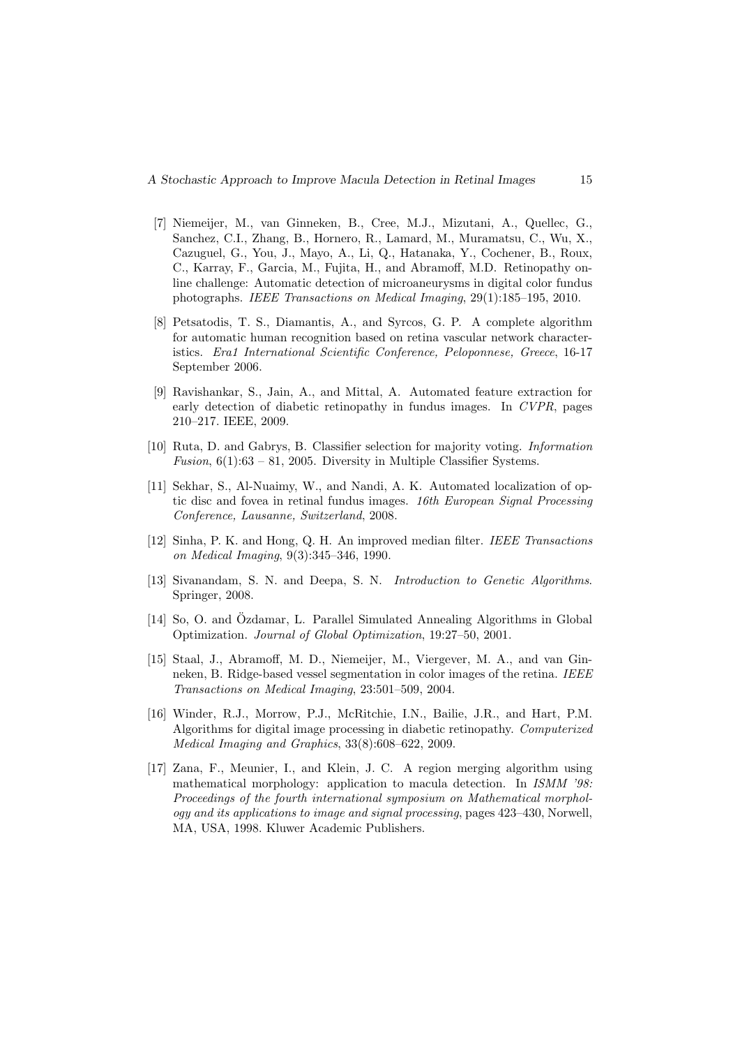[7] Niemeijer, M., van Ginneken, B., Cree, M.J., Mizutani, A., Quellec, G., Sanchez, C.I., Zhang, B., Hornero, R., Lamard, M., Muramatsu, C., Wu, X., Cazuguel, G., You, J., Mayo, A., Li, Q., Hatanaka, Y., Cochener, B., Roux, C., Karray, F., Garcia, M., Fujita, H., and Abramoff, M.D. Retinopathy online challenge: Automatic detection of microaneurysms in digital color fundus photographs. *IEEE Transactions on Medical Imaging*, 29(1):185–195, 2010.

[8] Petsatodis, T. S., Diamantis, A., and Syrcos, G. P. A complete algorithm for automatic human recognition based on retina vascular network characteristics. *Era1 International Scientific Conference, Peloponnese, Greece*, 16-17 September 2006.

[9] Ravishankar, S., Jain, A., and Mittal, A. Automated feature extraction for early detection of diabetic retinopathy in fundus images. In *CVPR*, pages 210–217. IEEE, 2009.

[10] Ruta, D. and Gabrys, B. Classifier selection for majority voting. *Information Fusion*, 6(1):63 – 81, 2005. Diversity in Multiple Classifier Systems.

[11] Sekhar, S., Al-Nuaimy, W., and Nandi, A. K. Automated localization of optic disc and fovea in retinal fundus images. *16th European Signal Processing Conference, Lausanne, Switzerland*, 2008.

[12] Sinha, P. K. and Hong, Q. H. An improved median filter. *IEEE Transactions on Medical Imaging*, 9(3):345–346, 1990.

[13] Sivanandam, S. N. and Deepa, S. N. *Introduction to Genetic Algorithms*. Springer, 2008.

[14] So, O. and Özdamar, L. Parallel Simulated Annealing Algorithms in Global Optimization. *Journal of Global Optimization*, 19:27–50, 2001.

[15] Staal, J., Abramoff, M. D., Niemeijer, M., Viergever, M. A., and van Ginneken, B. Ridge-based vessel segmentation in color images of the retina. *IEEE Transactions on Medical Imaging*, 23:501–509, 2004.

[16] Winder, R.J., Morrow, P.J., McRitchie, I.N., Bailie, J.R., and Hart, P.M. Algorithms for digital image processing in diabetic retinopathy. *Computerized Medical Imaging and Graphics*, 33(8):608–622, 2009.

[17] Zana, F., Meunier, I., and Klein, J. C. A region merging algorithm using mathematical morphology: application to macula detection. In *ISMM '98: Proceedings of the fourth international symposium on Mathematical morphology and its applications to image and signal processing*, pages 423–430, Norwell, MA, USA, 1998. Kluwer Academic Publishers.